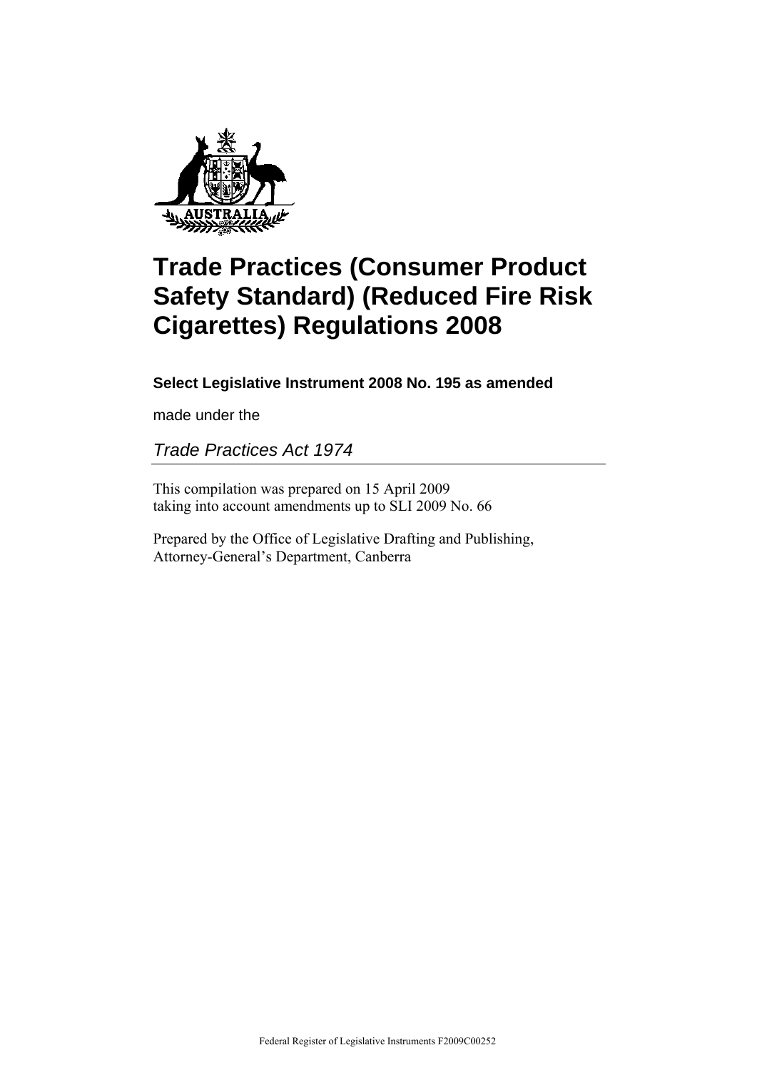# Trade Practices (Consumer Product Safety Standard) (Reduced Fire Risk Cigarettes) Regulations 2008

**Select Legislative Instrument 2008 No. 195 as amended**

made under the

*Trade Practices Act 1974*

This compilation was prepared on 15 April 2009
taking into account amendments up to SLI 2009 No. 66

Prepared by the Office of Legislative Drafting and Publishing,
Attorney-General's Department, Canberra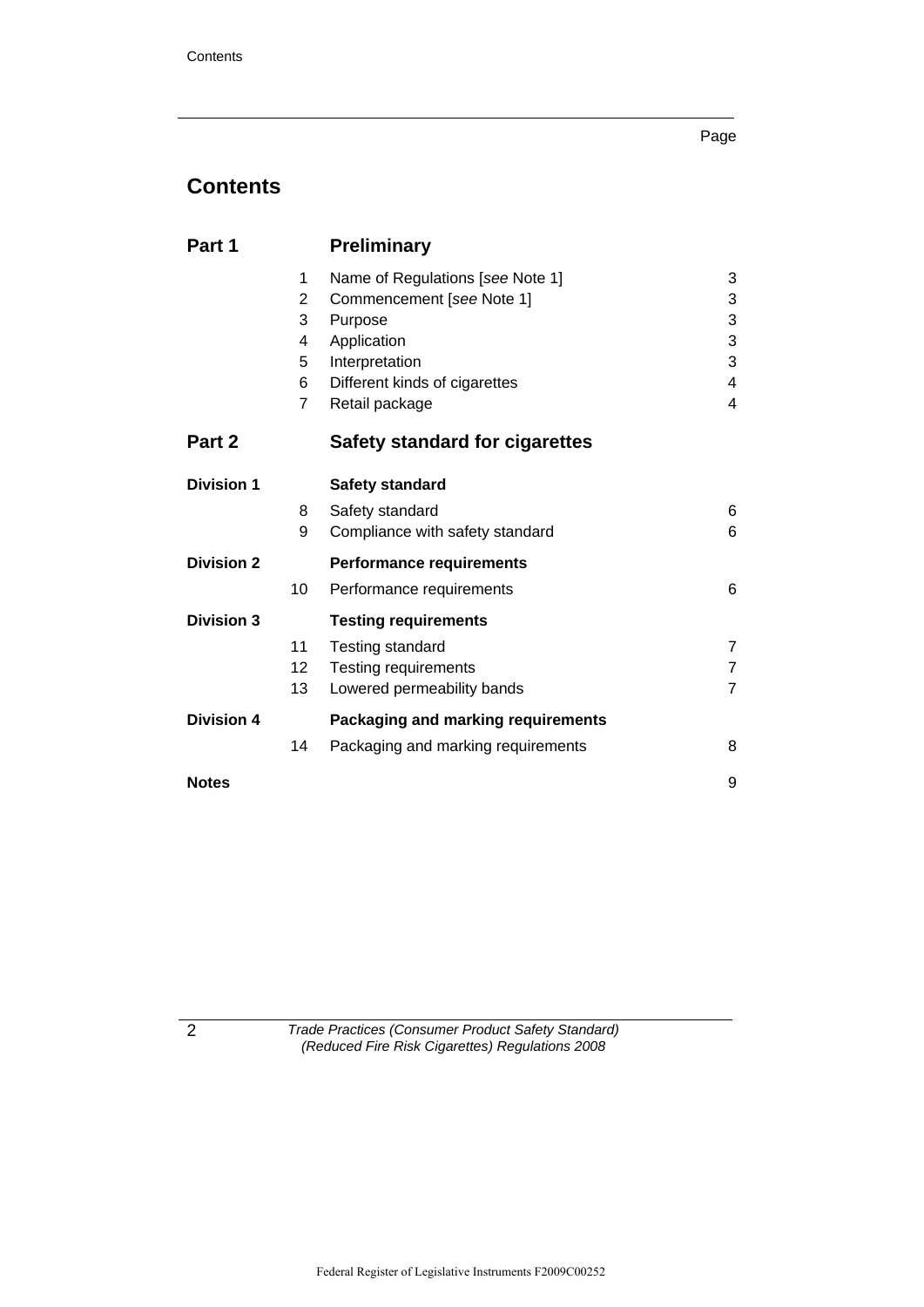# Contents

| | | | Page |
|---|---|---|---|
| **Part 1** | | **Preliminary** | |
| | 1 | Name of Regulations [*see* Note 1] | 3 |
| | 2 | Commencement [*see* Note 1] | 3 |
| | 3 | Purpose | 3 |
| | 4 | Application | 3 |
| | 5 | Interpretation | 3 |
| | 6 | Different kinds of cigarettes | 4 |
| | 7 | Retail package | 4 |
| **Part 2** | | **Safety standard for cigarettes** | |
| **Division 1** | | **Safety standard** | |
| | 8 | Safety standard | 6 |
| | 9 | Compliance with safety standard | 6 |
| **Division 2** | | **Performance requirements** | |
| | 10 | Performance requirements | 6 |
| **Division 3** | | **Testing requirements** | |
| | 11 | Testing standard | 7 |
| | 12 | Testing requirements | 7 |
| | 13 | Lowered permeability bands | 7 |
| **Division 4** | | **Packaging and marking requirements** | |
| | 14 | Packaging and marking requirements | 8 |
| **Notes** | | | 9 |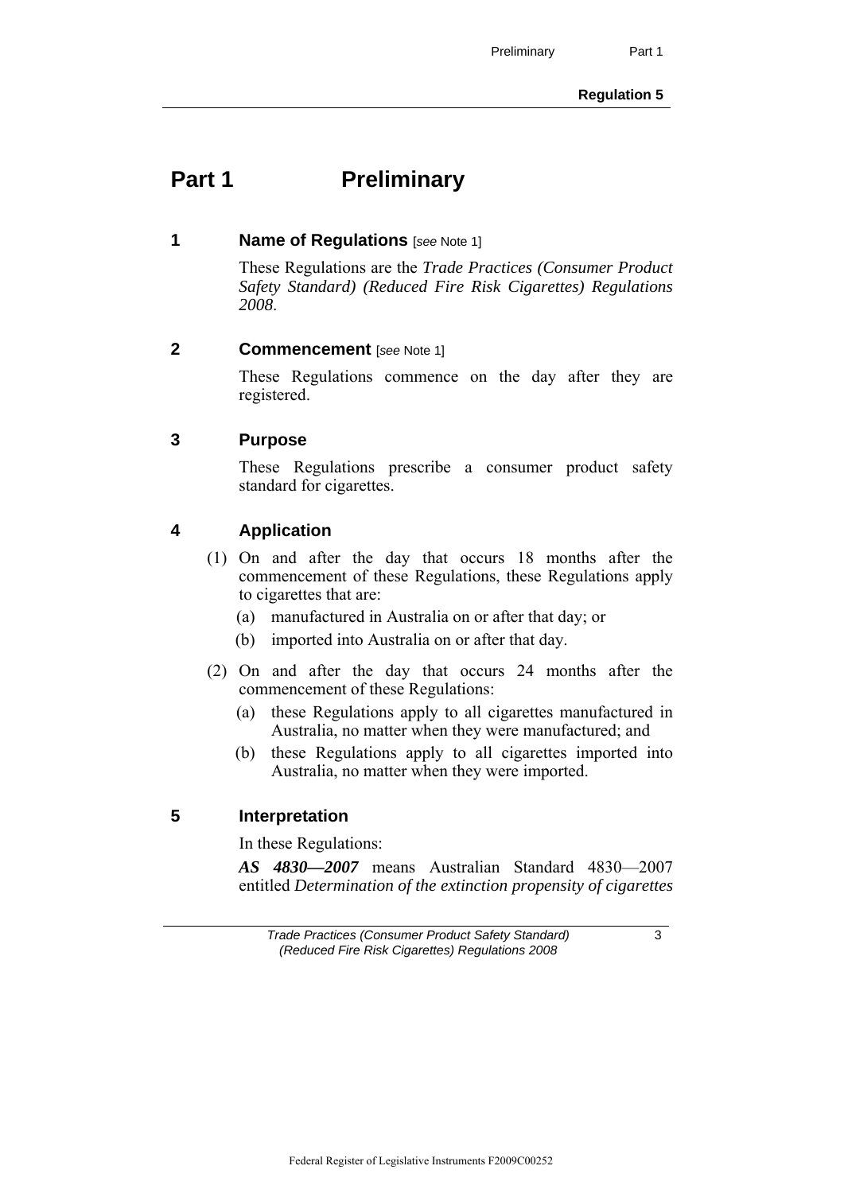# Part 1 Preliminary

## 1 Name of Regulations [*see* Note 1]

These Regulations are the *Trade Practices (Consumer Product Safety Standard) (Reduced Fire Risk Cigarettes) Regulations 2008*.

## 2 Commencement [*see* Note 1]

These Regulations commence on the day after they are registered.

## 3 Purpose

These Regulations prescribe a consumer product safety standard for cigarettes.

## 4 Application

(1) On and after the day that occurs 18 months after the commencement of these Regulations, these Regulations apply to cigarettes that are:

- (a) manufactured in Australia on or after that day; or
- (b) imported into Australia on or after that day.

(2) On and after the day that occurs 24 months after the commencement of these Regulations:

- (a) these Regulations apply to all cigarettes manufactured in Australia, no matter when they were manufactured; and
- (b) these Regulations apply to all cigarettes imported into Australia, no matter when they were imported.

## 5 Interpretation

In these Regulations:

***AS 4830—2007*** means Australian Standard 4830—2007 entitled *Determination of the extinction propensity of cigarettes*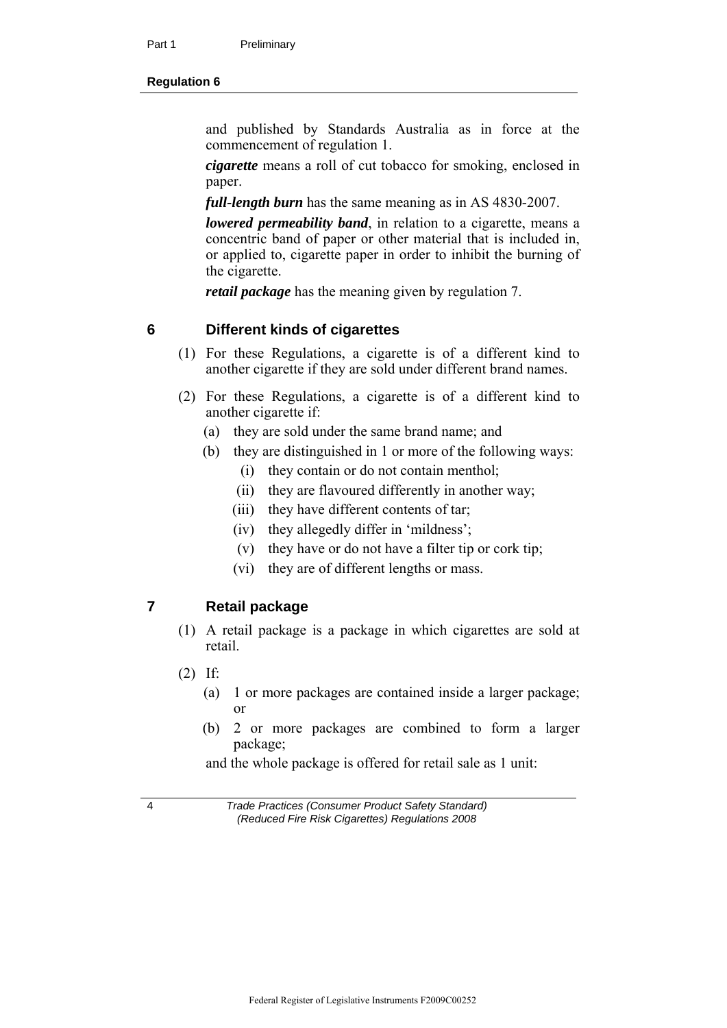and published by Standards Australia as in force at the commencement of regulation 1.

***cigarette*** means a roll of cut tobacco for smoking, enclosed in paper.

***full-length burn*** has the same meaning as in AS 4830-2007.

***lowered permeability band***, in relation to a cigarette, means a concentric band of paper or other material that is included in, or applied to, cigarette paper in order to inhibit the burning of the cigarette.

***retail package*** has the meaning given by regulation 7.

## 6 Different kinds of cigarettes

(1) For these Regulations, a cigarette is of a different kind to another cigarette if they are sold under different brand names.

(2) For these Regulations, a cigarette is of a different kind to another cigarette if:

- (a) they are sold under the same brand name; and
- (b) they are distinguished in 1 or more of the following ways:
  - (i) they contain or do not contain menthol;
  - (ii) they are flavoured differently in another way;
  - (iii) they have different contents of tar;
  - (iv) they allegedly differ in 'mildness';
  - (v) they have or do not have a filter tip or cork tip;
  - (vi) they are of different lengths or mass.

## 7 Retail package

(1) A retail package is a package in which cigarettes are sold at retail.

(2) If:

- (a) 1 or more packages are contained inside a larger package; or
- (b) 2 or more packages are combined to form a larger package;

and the whole package is offered for retail sale as 1 unit: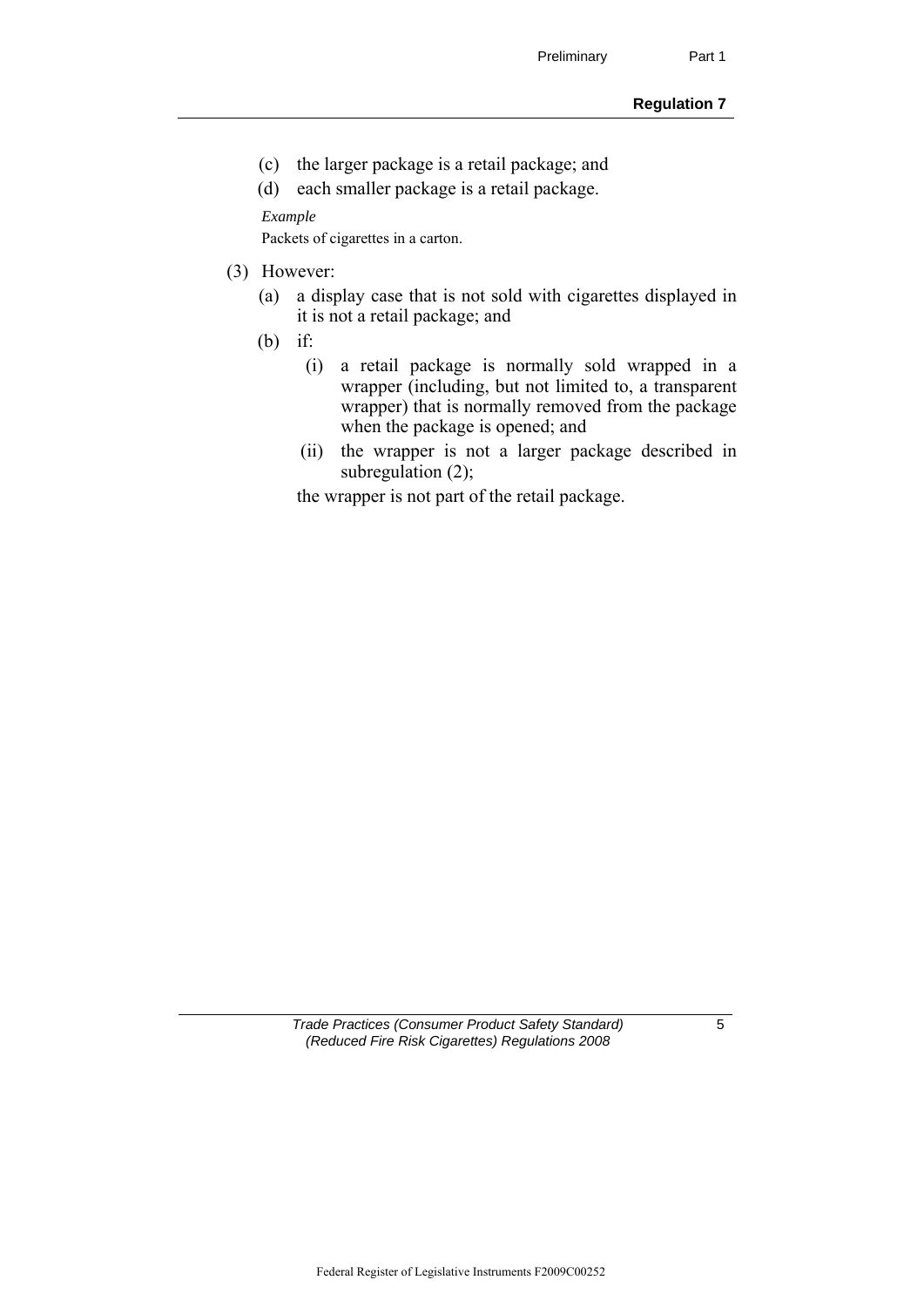(c) the larger package is a retail package; and

(d) each smaller package is a retail package.

*Example*

Packets of cigarettes in a carton.

(3) However:

(a) a display case that is not sold with cigarettes displayed in it is not a retail package; and

(b) if:

(i) a retail package is normally sold wrapped in a wrapper (including, but not limited to, a transparent wrapper) that is normally removed from the package when the package is opened; and

(ii) the wrapper is not a larger package described in subregulation (2);

the wrapper is not part of the retail package.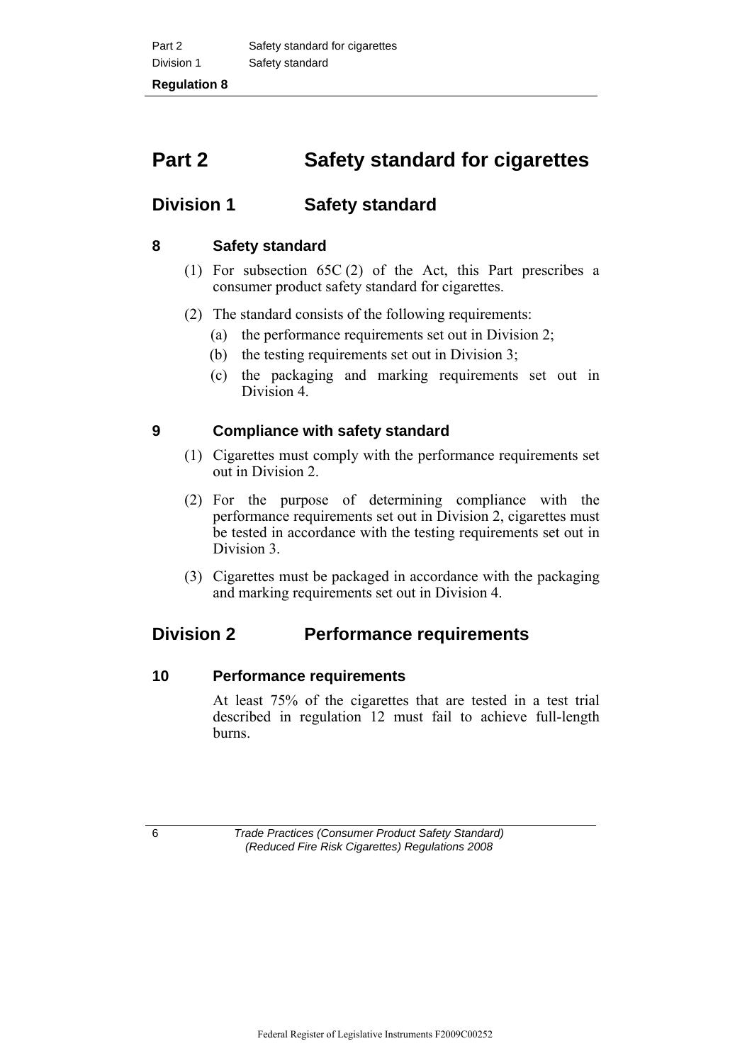# Part 2 Safety standard for cigarettes

## Division 1 Safety standard

### 8 Safety standard

(1) For subsection 65C (2) of the Act, this Part prescribes a consumer product safety standard for cigarettes.

(2) The standard consists of the following requirements:

(a) the performance requirements set out in Division 2;

(b) the testing requirements set out in Division 3;

(c) the packaging and marking requirements set out in Division 4.

### 9 Compliance with safety standard

(1) Cigarettes must comply with the performance requirements set out in Division 2.

(2) For the purpose of determining compliance with the performance requirements set out in Division 2, cigarettes must be tested in accordance with the testing requirements set out in Division 3.

(3) Cigarettes must be packaged in accordance with the packaging and marking requirements set out in Division 4.

## Division 2 Performance requirements

### 10 Performance requirements

At least 75% of the cigarettes that are tested in a test trial described in regulation 12 must fail to achieve full-length burns.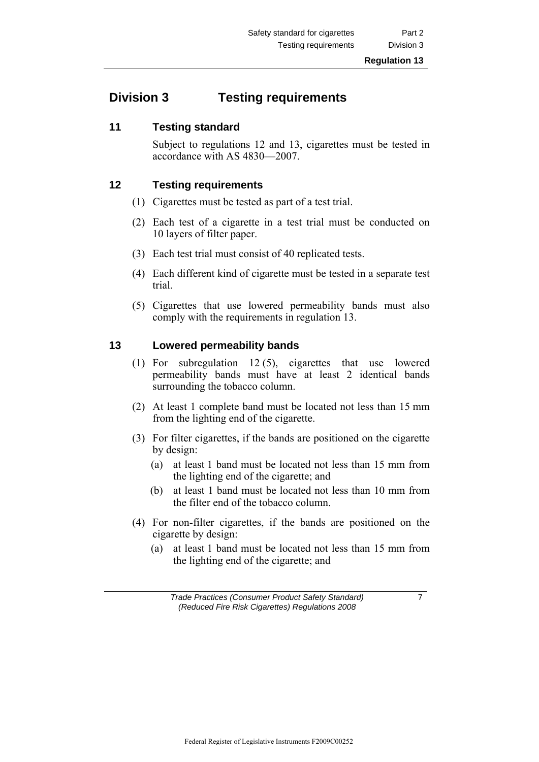## Division 3 Testing requirements

### 11 Testing standard

Subject to regulations 12 and 13, cigarettes must be tested in accordance with AS 4830—2007.

### 12 Testing requirements

(1) Cigarettes must be tested as part of a test trial.

(2) Each test of a cigarette in a test trial must be conducted on 10 layers of filter paper.

(3) Each test trial must consist of 40 replicated tests.

(4) Each different kind of cigarette must be tested in a separate test trial.

(5) Cigarettes that use lowered permeability bands must also comply with the requirements in regulation 13.

### 13 Lowered permeability bands

(1) For subregulation 12 (5), cigarettes that use lowered permeability bands must have at least 2 identical bands surrounding the tobacco column.

(2) At least 1 complete band must be located not less than 15 mm from the lighting end of the cigarette.

(3) For filter cigarettes, if the bands are positioned on the cigarette by design:

- (a) at least 1 band must be located not less than 15 mm from the lighting end of the cigarette; and
- (b) at least 1 band must be located not less than 10 mm from the filter end of the tobacco column.

(4) For non-filter cigarettes, if the bands are positioned on the cigarette by design:

- (a) at least 1 band must be located not less than 15 mm from the lighting end of the cigarette; and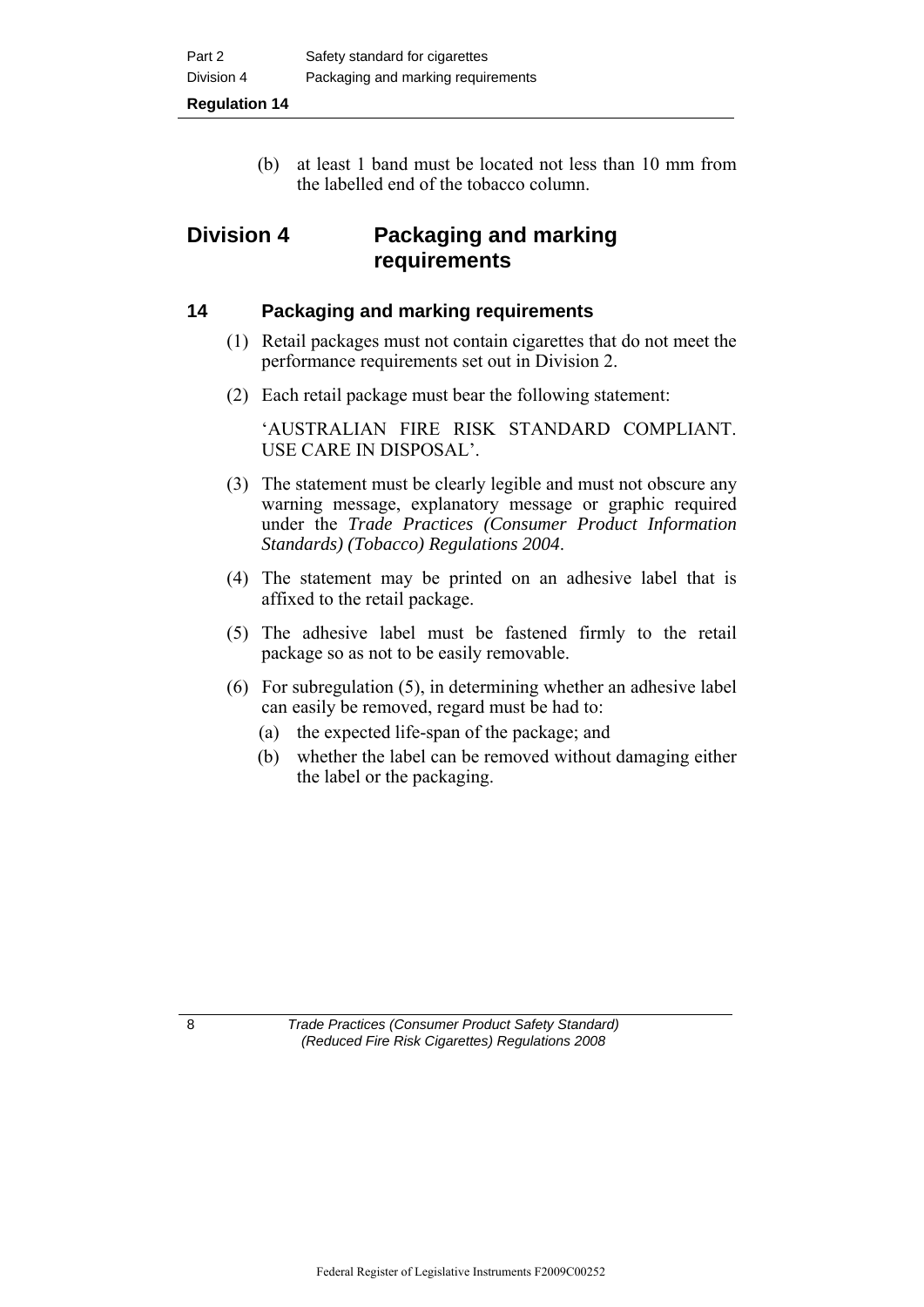(b) at least 1 band must be located not less than 10 mm from the labelled end of the tobacco column.

## Division 4 Packaging and marking requirements

### 14 Packaging and marking requirements

(1) Retail packages must not contain cigarettes that do not meet the performance requirements set out in Division 2.

(2) Each retail package must bear the following statement:

'AUSTRALIAN FIRE RISK STANDARD COMPLIANT. USE CARE IN DISPOSAL'.

(3) The statement must be clearly legible and must not obscure any warning message, explanatory message or graphic required under the *Trade Practices (Consumer Product Information Standards) (Tobacco) Regulations 2004*.

(4) The statement may be printed on an adhesive label that is affixed to the retail package.

(5) The adhesive label must be fastened firmly to the retail package so as not to be easily removable.

(6) For subregulation (5), in determining whether an adhesive label can easily be removed, regard must be had to:

(a) the expected life-span of the package; and

(b) whether the label can be removed without damaging either the label or the packaging.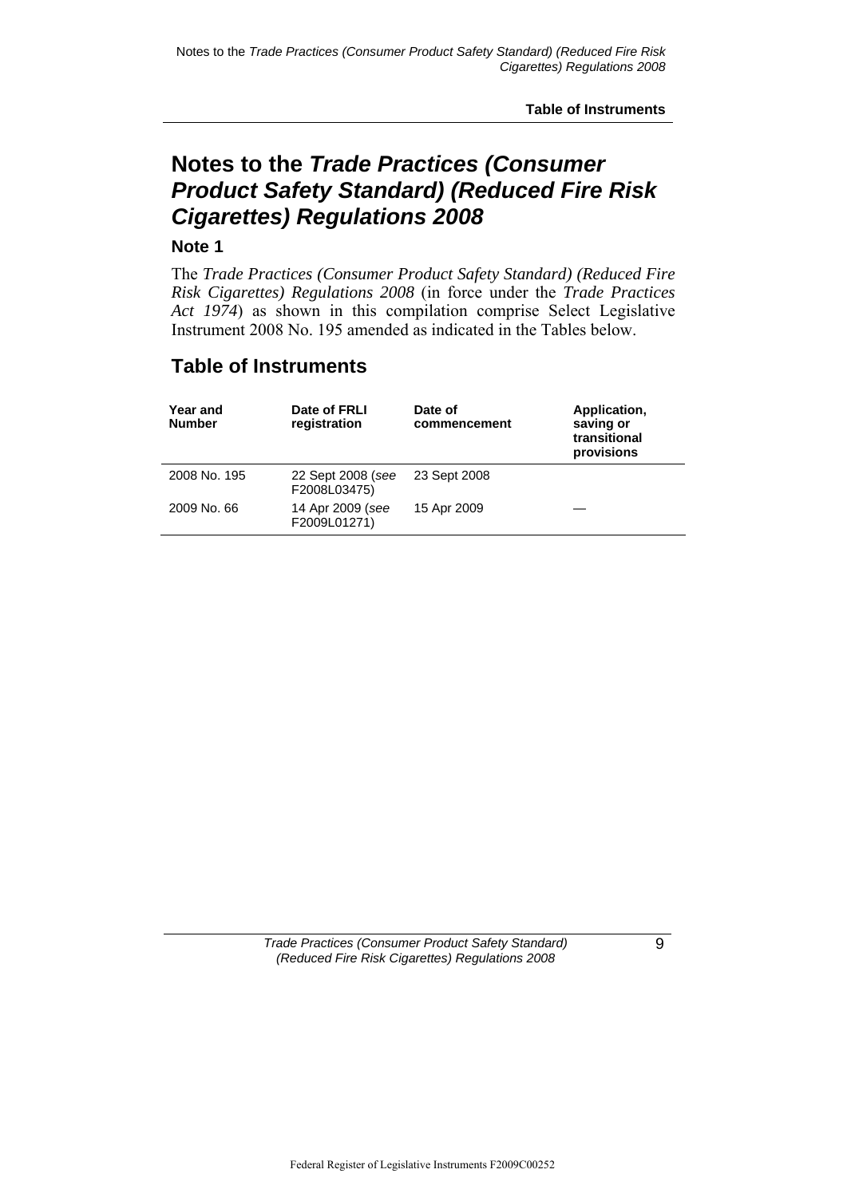# Notes to the *Trade Practices (Consumer Product Safety Standard) (Reduced Fire Risk Cigarettes) Regulations 2008*

## Note 1

The *Trade Practices (Consumer Product Safety Standard) (Reduced Fire Risk Cigarettes) Regulations 2008* (in force under the *Trade Practices Act 1974*) as shown in this compilation comprise Select Legislative Instrument 2008 No. 195 amended as indicated in the Tables below.

## Table of Instruments

| Year and Number | Date of FRLI registration | Date of commencement | Application, saving or transitional provisions |
|---|---|---|---|
| 2008 No. 195 | 22 Sept 2008 (*see* F2008L03475) | 23 Sept 2008 | |
| 2009 No. 66 | 14 Apr 2009 (*see* F2009L01271) | 15 Apr 2009 | — |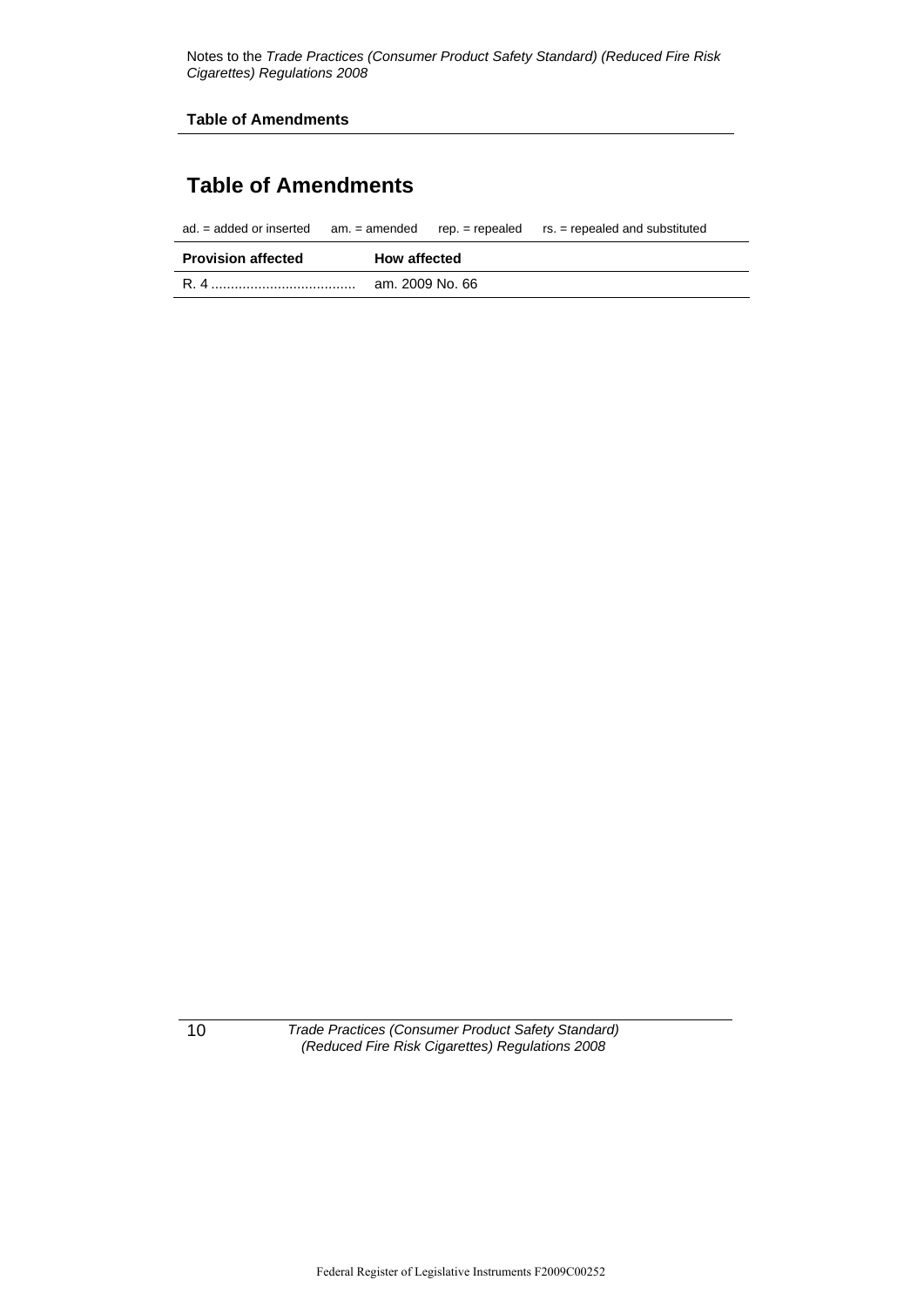## Table of Amendments

ad. = added or inserted am. = amended rep. = repealed rs. = repealed and substituted

| Provision affected | How affected |
| --- | --- |
| R. 4 ..................................... | am. 2009 No. 66 |

Federal Register of Legislative Instruments F2009C00252